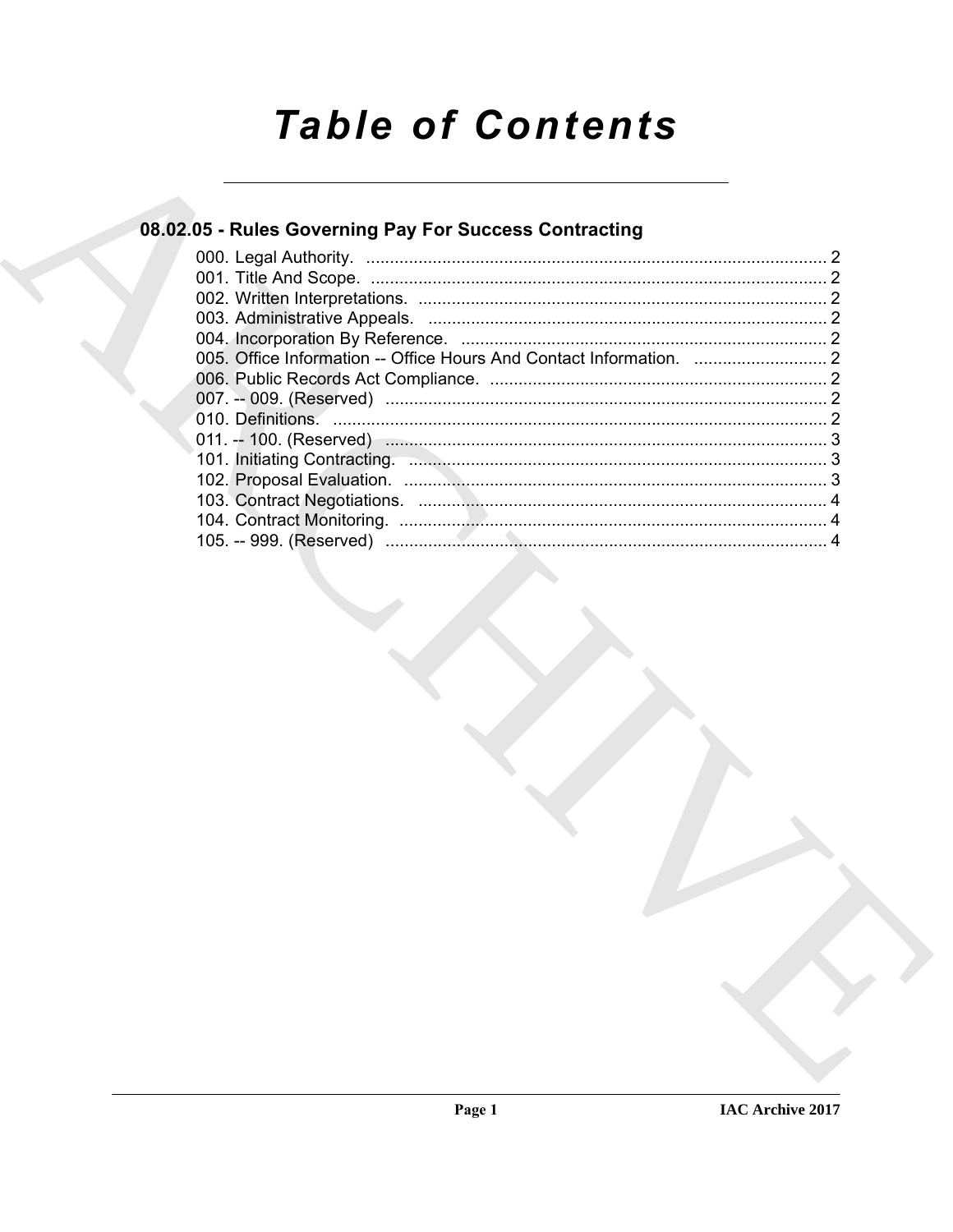# Table of Contents

## 08.02.05 - Rules Governing Pay For Success Contracting

000. Legal Authority. ........................................................................................ 2
001. Title And Scope. ........................................................................................ 2
002. Written Interpretations. ............................................................................ 2
003. Administrative Appeals. ........................................................................... 2
004. Incorporation By Reference. .................................................................... 2
005. Office Information -- Office Hours And Contact Information. ................... 2
006. Public Records Act Compliance. .............................................................. 2
007. -- 009. (Reserved) .................................................................................... 2
010. Definitions. ............................................................................................... 2
011. -- 100. (Reserved) .................................................................................... 3
101. Initiating Contracting. ............................................................................... 3
102. Proposal Evaluation. ................................................................................ 3
103. Contract Negotiations. ............................................................................. 4
104. Contract Monitoring. ................................................................................. 4
105. -- 999. (Reserved) .................................................................................... 4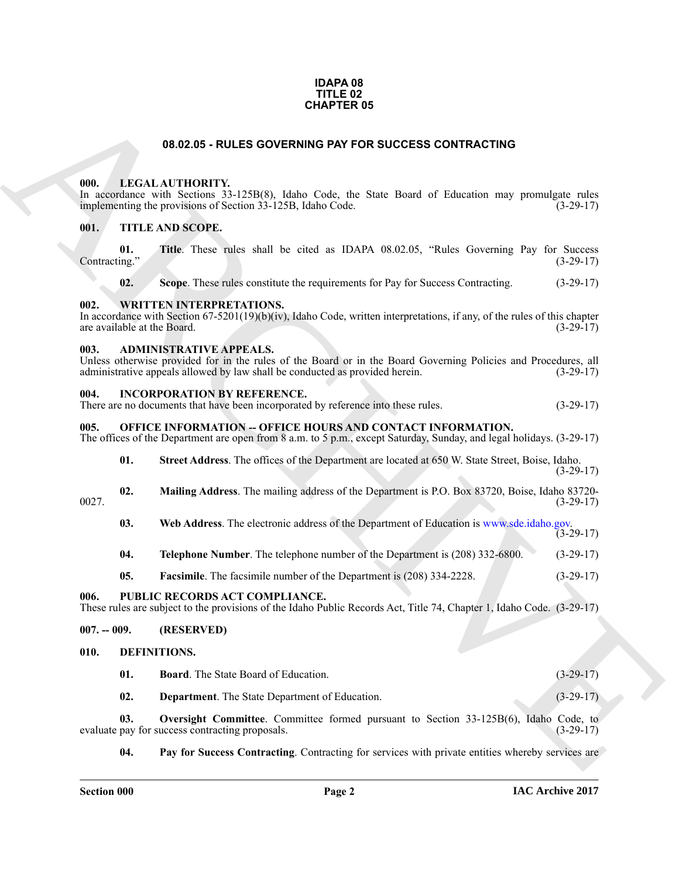**IDAPA 08**
**TITLE 02**
**CHAPTER 05**

# 08.02.05 - RULES GOVERNING PAY FOR SUCCESS CONTRACTING

### 000. LEGAL AUTHORITY.

In accordance with Sections 33-125B(8), Idaho Code, the State Board of Education may promulgate rules implementing the provisions of Section 33-125B, Idaho Code. (3-29-17)

### 001. TITLE AND SCOPE.

**01. Title**. These rules shall be cited as IDAPA 08.02.05, "Rules Governing Pay for Success Contracting." (3-29-17)

**02. Scope**. These rules constitute the requirements for Pay for Success Contracting. (3-29-17)

### 002. WRITTEN INTERPRETATIONS.

In accordance with Section 67-5201(19)(b)(iv), Idaho Code, written interpretations, if any, of the rules of this chapter are available at the Board. (3-29-17)

### 003. ADMINISTRATIVE APPEALS.

Unless otherwise provided for in the rules of the Board or in the Board Governing Policies and Procedures, all administrative appeals allowed by law shall be conducted as provided herein. (3-29-17)

### 004. INCORPORATION BY REFERENCE.

There are no documents that have been incorporated by reference into these rules. (3-29-17)

### 005. OFFICE INFORMATION -- OFFICE HOURS AND CONTACT INFORMATION.

The offices of the Department are open from 8 a.m. to 5 p.m., except Saturday, Sunday, and legal holidays. (3-29-17)

**01. Street Address**. The offices of the Department are located at 650 W. State Street, Boise, Idaho. (3-29-17)

**02. Mailing Address**. The mailing address of the Department is P.O. Box 83720, Boise, Idaho 83720-0027. (3-29-17)

**03. Web Address**. The electronic address of the Department of Education is www.sde.idaho.gov. (3-29-17)

**04. Telephone Number**. The telephone number of the Department is (208) 332-6800. (3-29-17)

**05. Facsimile**. The facsimile number of the Department is (208) 334-2228. (3-29-17)

### 006. PUBLIC RECORDS ACT COMPLIANCE.

These rules are subject to the provisions of the Idaho Public Records Act, Title 74, Chapter 1, Idaho Code. (3-29-17)

### 007. -- 009. (RESERVED)

### 010. DEFINITIONS.

**01. Board**. The State Board of Education. (3-29-17)

**02. Department**. The State Department of Education. (3-29-17)

**03. Oversight Committee**. Committee formed pursuant to Section 33-125B(6), Idaho Code, to evaluate pay for success contracting proposals. (3-29-17)

**04. Pay for Success Contracting**. Contracting for services with private entities whereby services are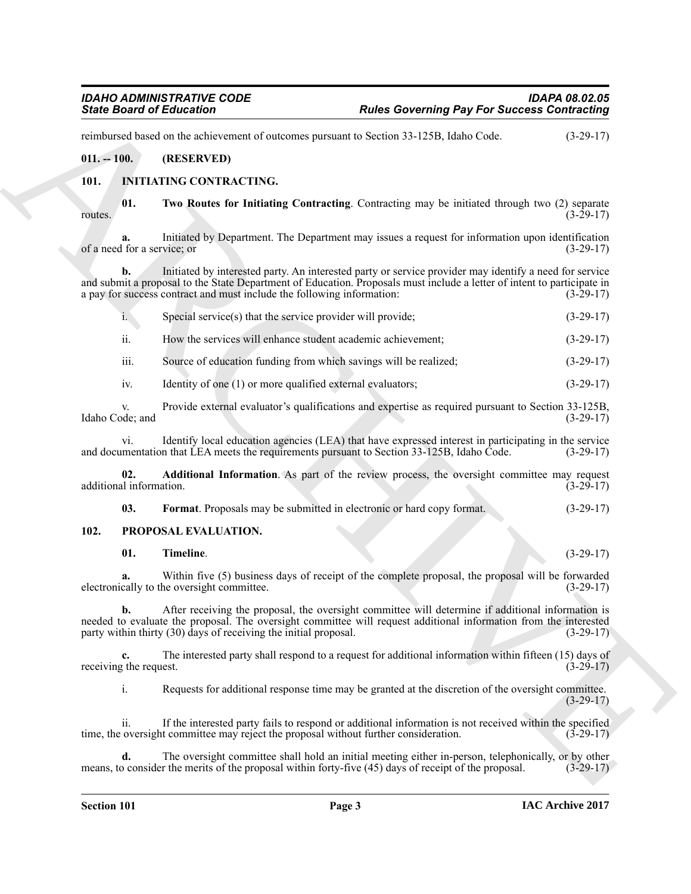reimbursed based on the achievement of outcomes pursuant to Section 33-125B, Idaho Code. (3-29-17)

**011. -- 100. (RESERVED)**

**101. INITIATING CONTRACTING.**

**01. Two Routes for Initiating Contracting**. Contracting may be initiated through two (2) separate routes. (3-29-17)

**a.** Initiated by Department. The Department may issues a request for information upon identification of a need for a service; or (3-29-17)

**b.** Initiated by interested party. An interested party or service provider may identify a need for service and submit a proposal to the State Department of Education. Proposals must include a letter of intent to participate in a pay for success contract and must include the following information: (3-29-17)

i. Special service(s) that the service provider will provide; (3-29-17)

ii. How the services will enhance student academic achievement; (3-29-17)

iii. Source of education funding from which savings will be realized; (3-29-17)

iv. Identity of one (1) or more qualified external evaluators; (3-29-17)

v. Provide external evaluator's qualifications and expertise as required pursuant to Section 33-125B, Idaho Code; and (3-29-17)

vi. Identify local education agencies (LEA) that have expressed interest in participating in the service and documentation that LEA meets the requirements pursuant to Section 33-125B, Idaho Code. (3-29-17)

**02. Additional Information**. As part of the review process, the oversight committee may request additional information. (3-29-17)

**03. Format**. Proposals may be submitted in electronic or hard copy format. (3-29-17)

**102. PROPOSAL EVALUATION.**

**01. Timeline**. (3-29-17)

**a.** Within five (5) business days of receipt of the complete proposal, the proposal will be forwarded electronically to the oversight committee. (3-29-17)

**b.** After receiving the proposal, the oversight committee will determine if additional information is needed to evaluate the proposal. The oversight committee will request additional information from the interested party within thirty (30) days of receiving the initial proposal. (3-29-17)

**c.** The interested party shall respond to a request for additional information within fifteen (15) days of receiving the request. (3-29-17)

i. Requests for additional response time may be granted at the discretion of the oversight committee. (3-29-17)

ii. If the interested party fails to respond or additional information is not received within the specified time, the oversight committee may reject the proposal without further consideration. (3-29-17)

**d.** The oversight committee shall hold an initial meeting either in-person, telephonically, or by other means, to consider the merits of the proposal within forty-five (45) days of receipt of the proposal. (3-29-17)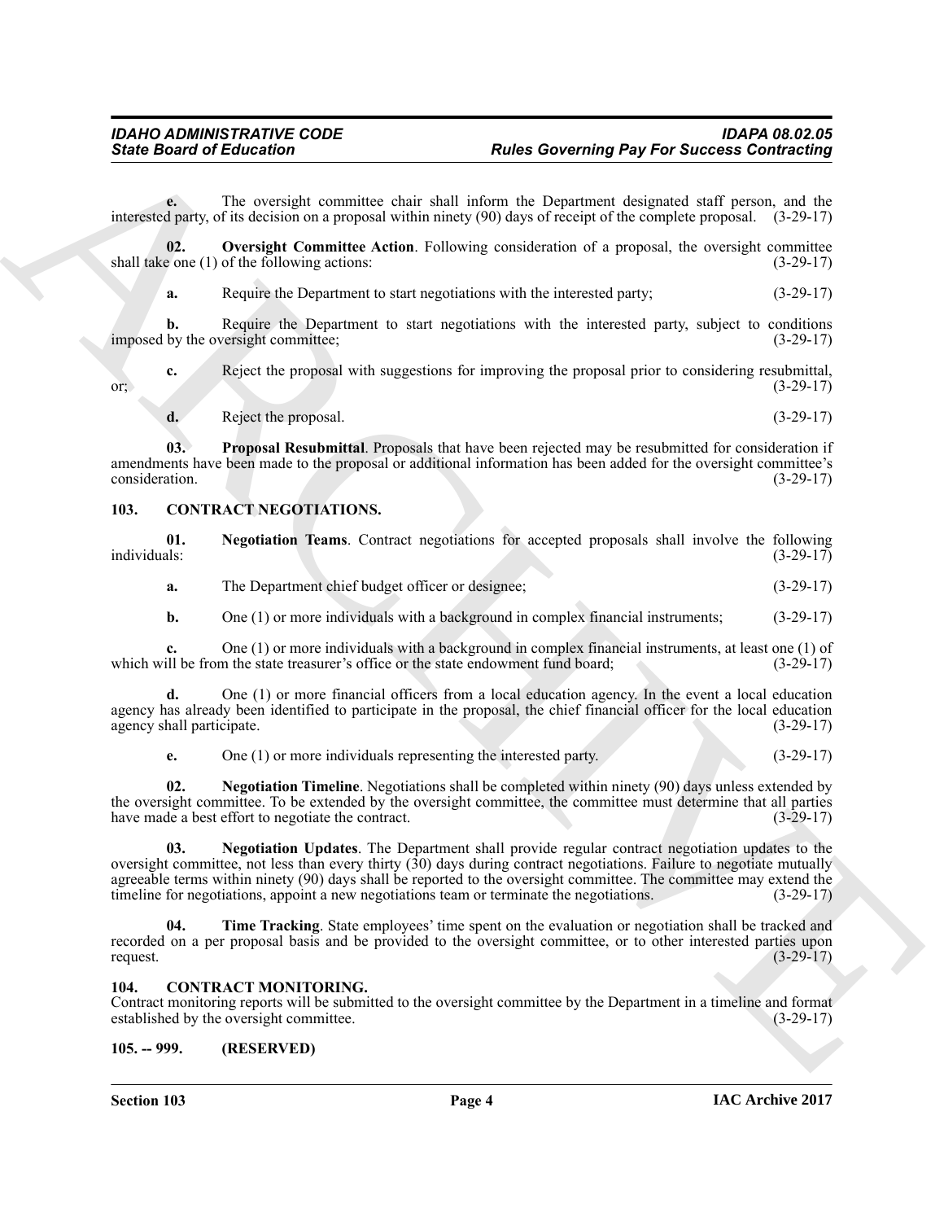**e.** The oversight committee chair shall inform the Department designated staff person, and the interested party, of its decision on a proposal within ninety (90) days of receipt of the complete proposal. (3-29-17)

**02. Oversight Committee Action**. Following consideration of a proposal, the oversight committee shall take one (1) of the following actions: (3-29-17)

**a.** Require the Department to start negotiations with the interested party; (3-29-17)

**b.** Require the Department to start negotiations with the interested party, subject to conditions imposed by the oversight committee; (3-29-17)

**c.** Reject the proposal with suggestions for improving the proposal prior to considering resubmittal, or; (3-29-17)

**d.** Reject the proposal. (3-29-17)

**03. Proposal Resubmittal**. Proposals that have been rejected may be resubmitted for consideration if amendments have been made to the proposal or additional information has been added for the oversight committee's consideration. (3-29-17)

## 103. CONTRACT NEGOTIATIONS.

**01. Negotiation Teams**. Contract negotiations for accepted proposals shall involve the following individuals: (3-29-17)

**a.** The Department chief budget officer or designee; (3-29-17)

**b.** One (1) or more individuals with a background in complex financial instruments; (3-29-17)

**c.** One (1) or more individuals with a background in complex financial instruments, at least one (1) of which will be from the state treasurer's office or the state endowment fund board; (3-29-17)

**d.** One (1) or more financial officers from a local education agency. In the event a local education agency has already been identified to participate in the proposal, the chief financial officer for the local education agency shall participate. (3-29-17)

**e.** One (1) or more individuals representing the interested party. (3-29-17)

**02. Negotiation Timeline**. Negotiations shall be completed within ninety (90) days unless extended by the oversight committee. To be extended by the oversight committee, the committee must determine that all parties have made a best effort to negotiate the contract. (3-29-17)

**03. Negotiation Updates**. The Department shall provide regular contract negotiation updates to the oversight committee, not less than every thirty (30) days during contract negotiations. Failure to negotiate mutually agreeable terms within ninety (90) days shall be reported to the oversight committee. The committee may extend the timeline for negotiations, appoint a new negotiations team or terminate the negotiations. (3-29-17)

**04. Time Tracking**. State employees' time spent on the evaluation or negotiation shall be tracked and recorded on a per proposal basis and be provided to the oversight committee, or to other interested parties upon request. (3-29-17)

## 104. CONTRACT MONITORING.

Contract monitoring reports will be submitted to the oversight committee by the Department in a timeline and format established by the oversight committee. (3-29-17)

## 105. -- 999. (RESERVED)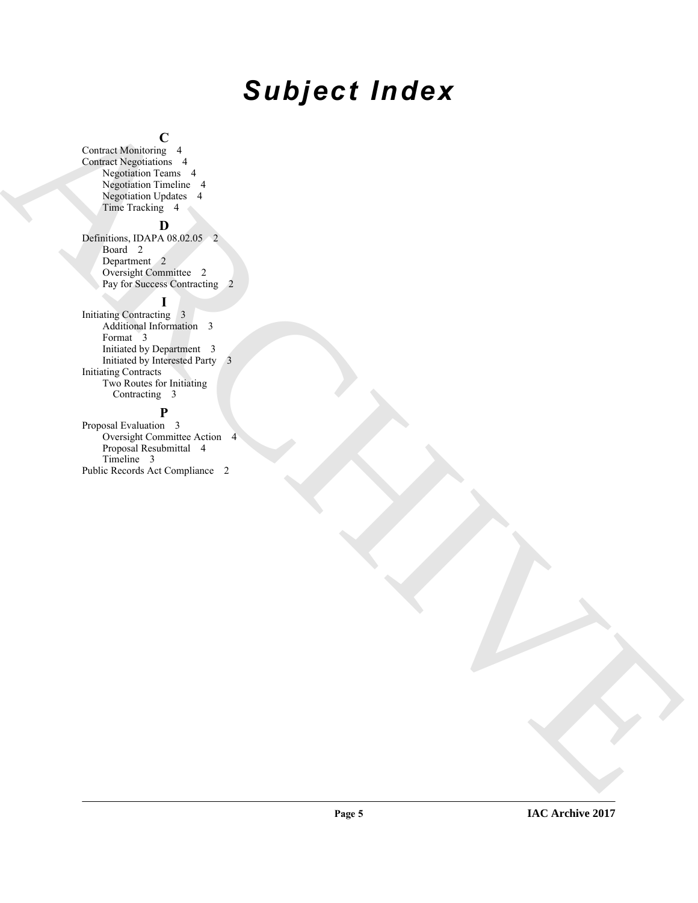# *Subject Index*

**C**

Contract Monitoring 4
Contract Negotiations 4
 Negotiation Teams 4
 Negotiation Timeline 4
 Negotiation Updates 4
 Time Tracking 4

**D**

Definitions, IDAPA 08.02.05 2
 Board 2
 Department 2
 Oversight Committee 2
 Pay for Success Contracting 2

**I**

Initiating Contracting 3
 Additional Information 3
 Format 3
 Initiated by Department 3
 Initiated by Interested Party 3
Initiating Contracts
 Two Routes for Initiating Contracting 3

**P**

Proposal Evaluation 3
 Oversight Committee Action 4
 Proposal Resubmittal 4
 Timeline 3
Public Records Act Compliance 2